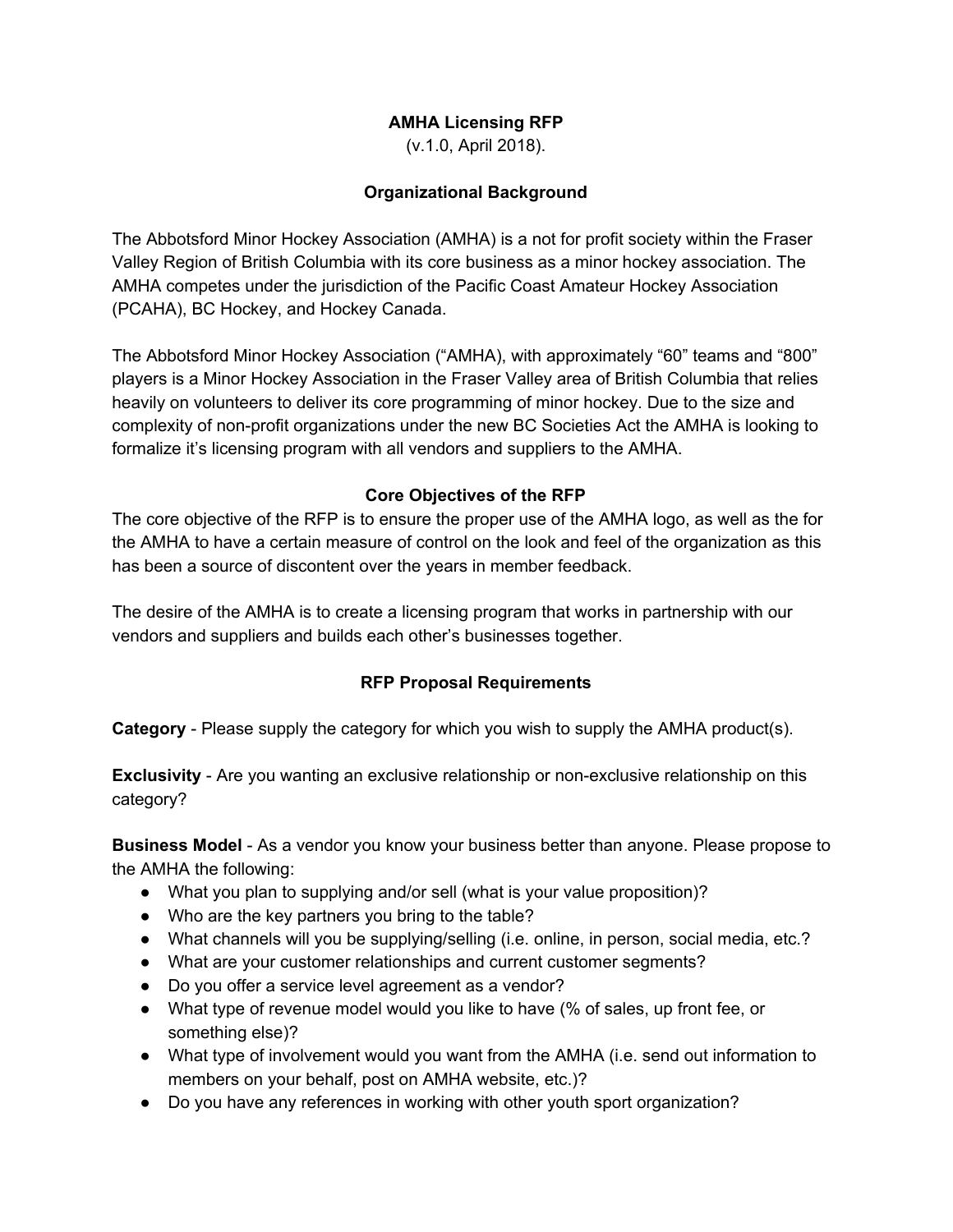# AMHA Licensing RFP

(v.1.0, April 2018).

## Organizational Background

The Abbotsford Minor Hockey Association (AMHA) is a not for profit society within the Fraser Valley Region of British Columbia with its core business as a minor hockey association. The AMHA competes under the jurisdiction of the Pacific Coast Amateur Hockey Association (PCAHA), BC Hockey, and Hockey Canada.

The Abbotsford Minor Hockey Association ("AMHA), with approximately "60" teams and "800" players is a Minor Hockey Association in the Fraser Valley area of British Columbia that relies heavily on volunteers to deliver its core programming of minor hockey. Due to the size and complexity of non-profit organizations under the new BC Societies Act the AMHA is looking to formalize it's licensing program with all vendors and suppliers to the AMHA.

## Core Objectives of the RFP

The core objective of the RFP is to ensure the proper use of the AMHA logo, as well as the for the AMHA to have a certain measure of control on the look and feel of the organization as this has been a source of discontent over the years in member feedback.

The desire of the AMHA is to create a licensing program that works in partnership with our vendors and suppliers and builds each other's businesses together.

## RFP Proposal Requirements

**Category** - Please supply the category for which you wish to supply the AMHA product(s).

**Exclusivity** - Are you wanting an exclusive relationship or non-exclusive relationship on this category?

**Business Model** - As a vendor you know your business better than anyone. Please propose to the AMHA the following:

- What you plan to supplying and/or sell (what is your value proposition)?
- Who are the key partners you bring to the table?
- What channels will you be supplying/selling (i.e. online, in person, social media, etc.?
- What are your customer relationships and current customer segments?
- Do you offer a service level agreement as a vendor?
- What type of revenue model would you like to have (% of sales, up front fee, or something else)?
- What type of involvement would you want from the AMHA (i.e. send out information to members on your behalf, post on AMHA website, etc.)?
- Do you have any references in working with other youth sport organization?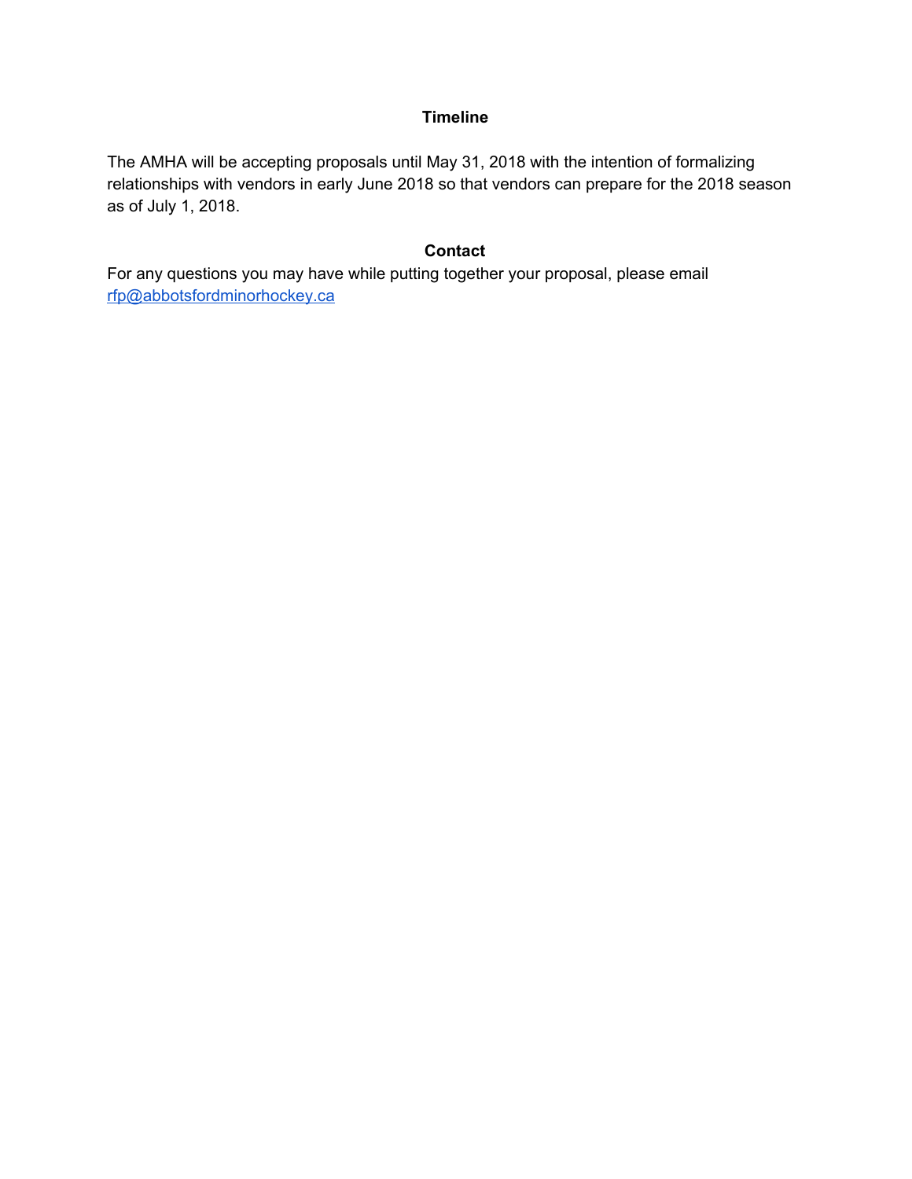## Timeline

The AMHA will be accepting proposals until May 31, 2018 with the intention of formalizing relationships with vendors in early June 2018 so that vendors can prepare for the 2018 season as of July 1, 2018.

## Contact

For any questions you may have while putting together your proposal, please email rfp@abbotsfordminorhockey.ca